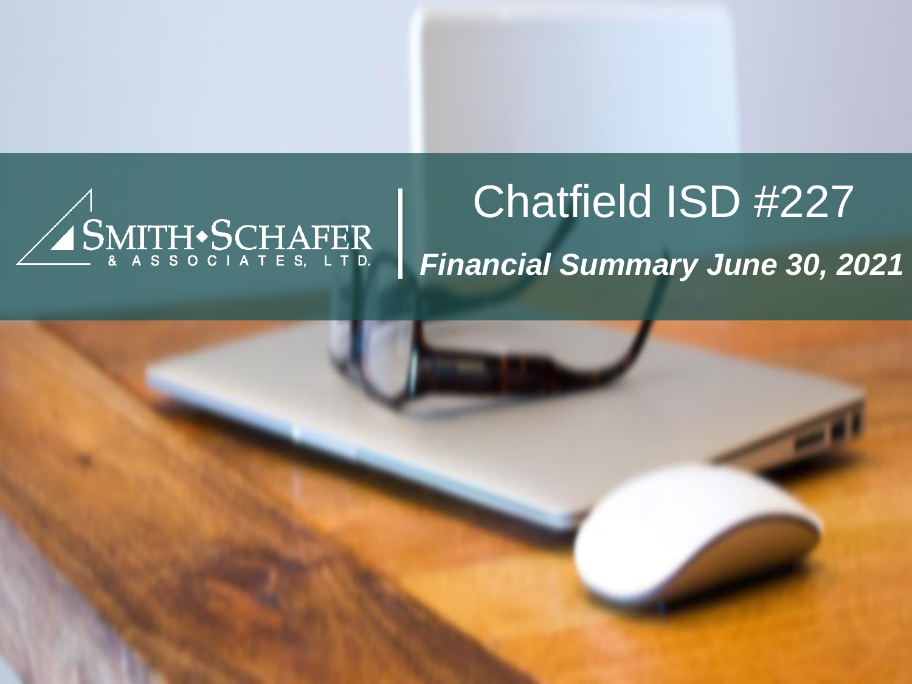SMITH•SCHAFER & ASSOCIATES, LTD.

# Chatfield ISD #227

***Financial Summary June 30, 2021***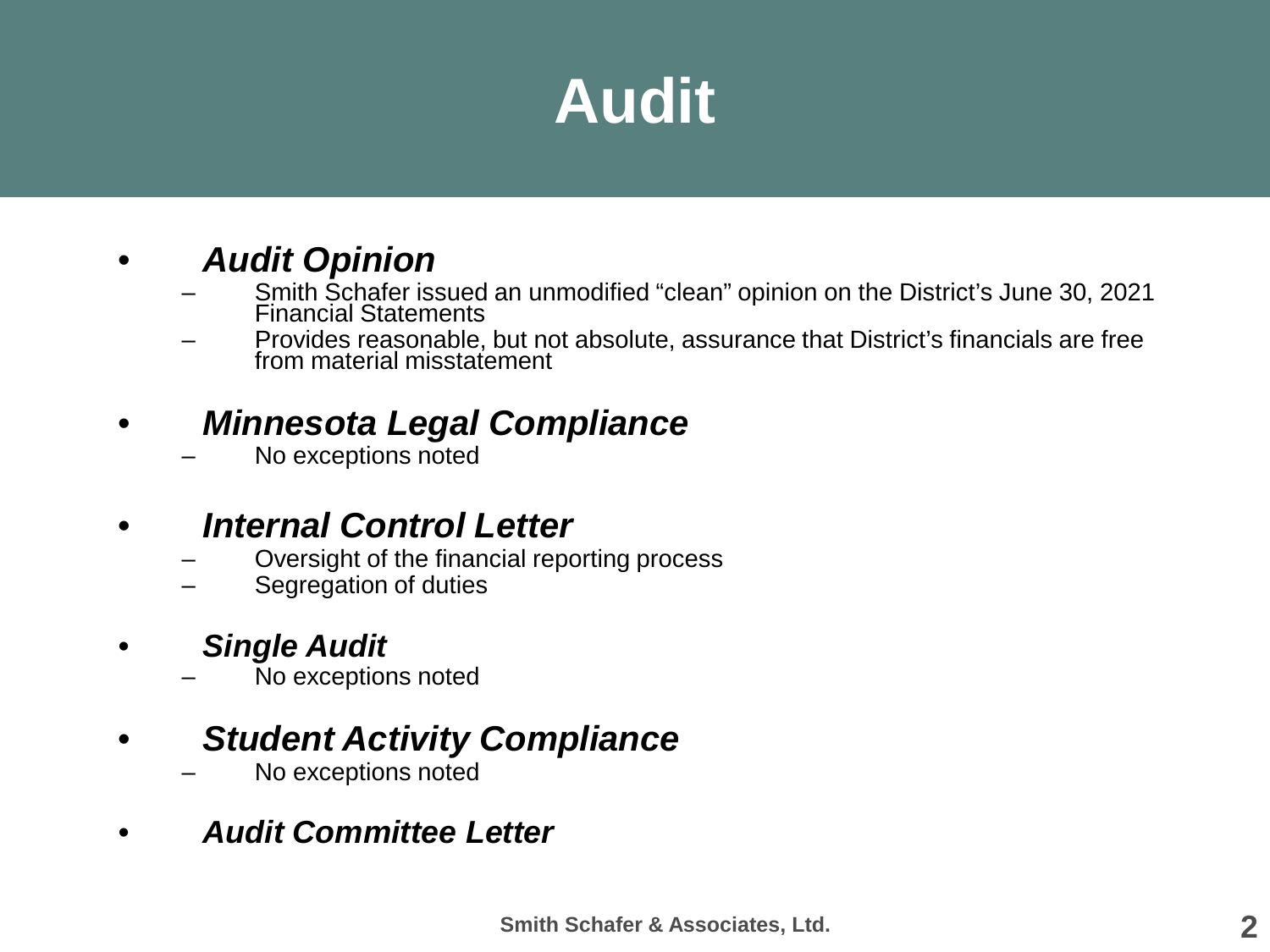# Audit

- ***Audit Opinion***
  - Smith Schafer issued an unmodified “clean” opinion on the District’s June 30, 2021 Financial Statements
  - Provides reasonable, but not absolute, assurance that District’s financials are free from material misstatement

- ***Minnesota Legal Compliance***
  - No exceptions noted

- ***Internal Control Letter***
  - Oversight of the financial reporting process
  - Segregation of duties

- ***Single Audit***
  - No exceptions noted

- ***Student Activity Compliance***
  - No exceptions noted

- ***Audit Committee Letter***

Smith Schafer & Associates, Ltd.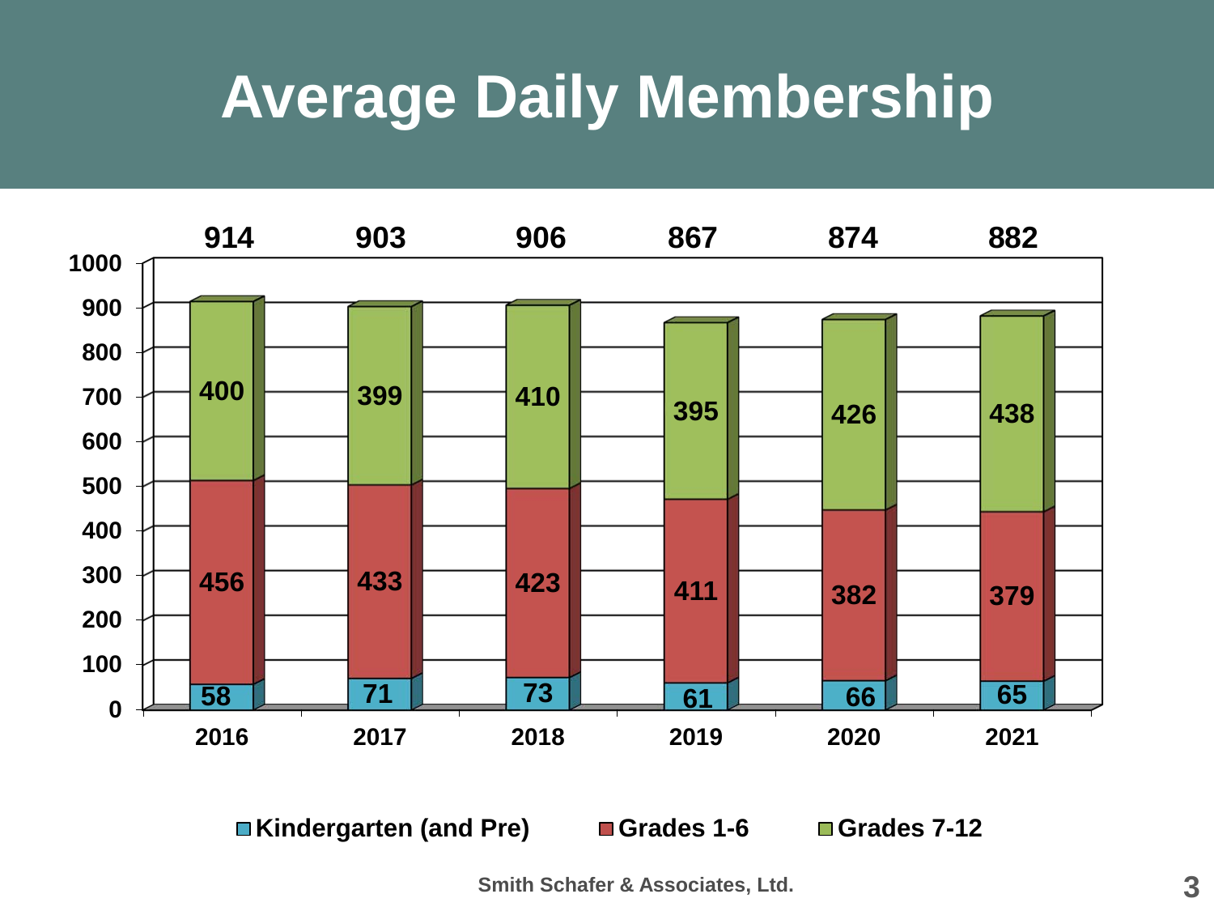# Average Daily Membership

| | 2016 | 2017 | 2018 | 2019 | 2020 | 2021 |
|---|---|---|---|---|---|---|
| Kindergarten (and Pre) | 58 | 71 | 73 | 61 | 66 | 65 |
| Grades 1-6 | 456 | 433 | 423 | 411 | 382 | 379 |
| Grades 7-12 | 400 | 399 | 410 | 395 | 426 | 438 |
| Total | 914 | 903 | 906 | 867 | 874 | 882 |

Smith Schafer & Associates, Ltd.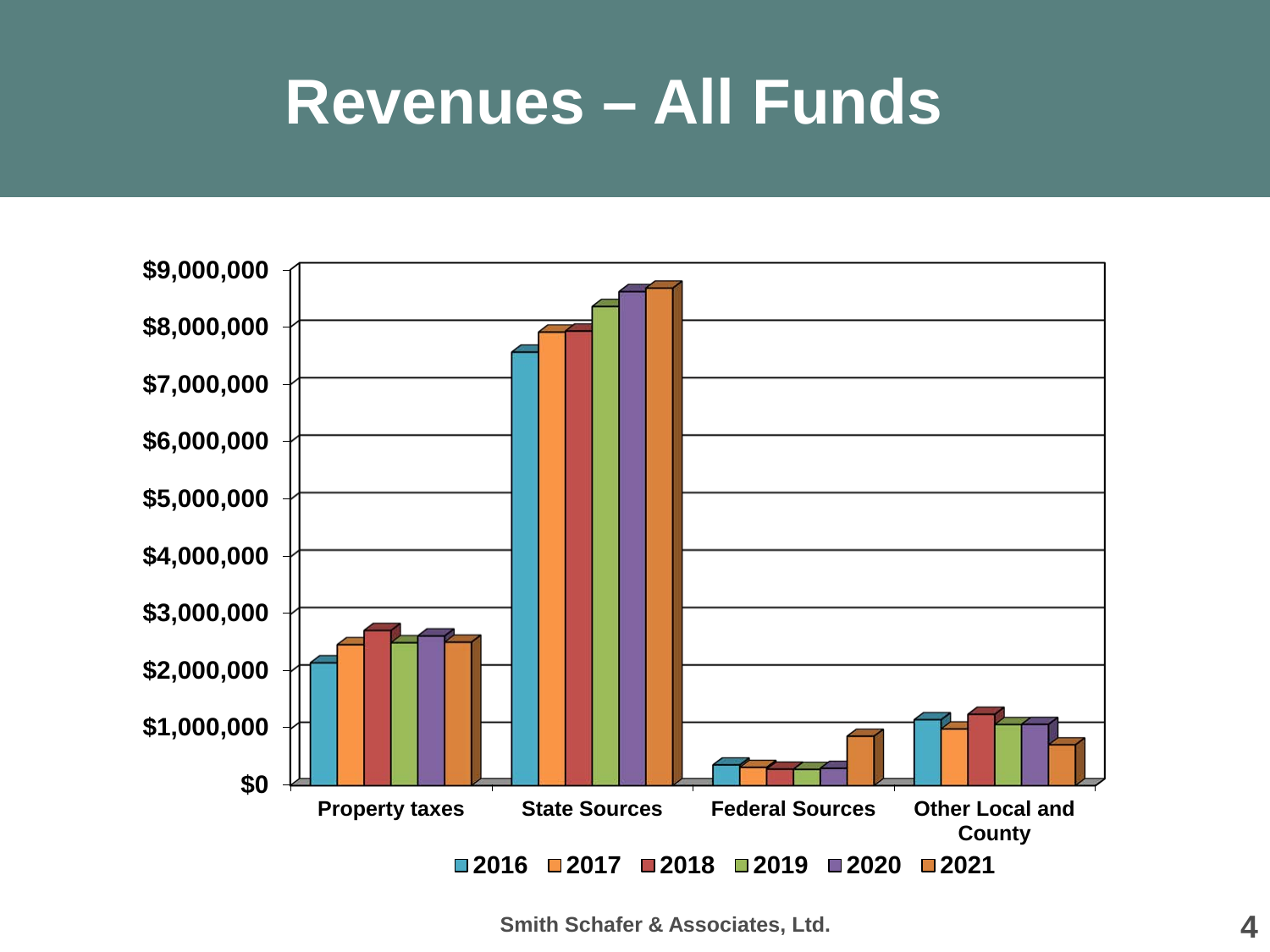# Revenues – All Funds

$9,000,000
$8,000,000
$7,000,000
$6,000,000
$5,000,000
$4,000,000
$3,000,000
$2,000,000
$1,000,000
$0

Property taxes | State Sources | Federal Sources | Other Local and County

2016 2017 2018 2019 2020 2021

Smith Schafer & Associates, Ltd.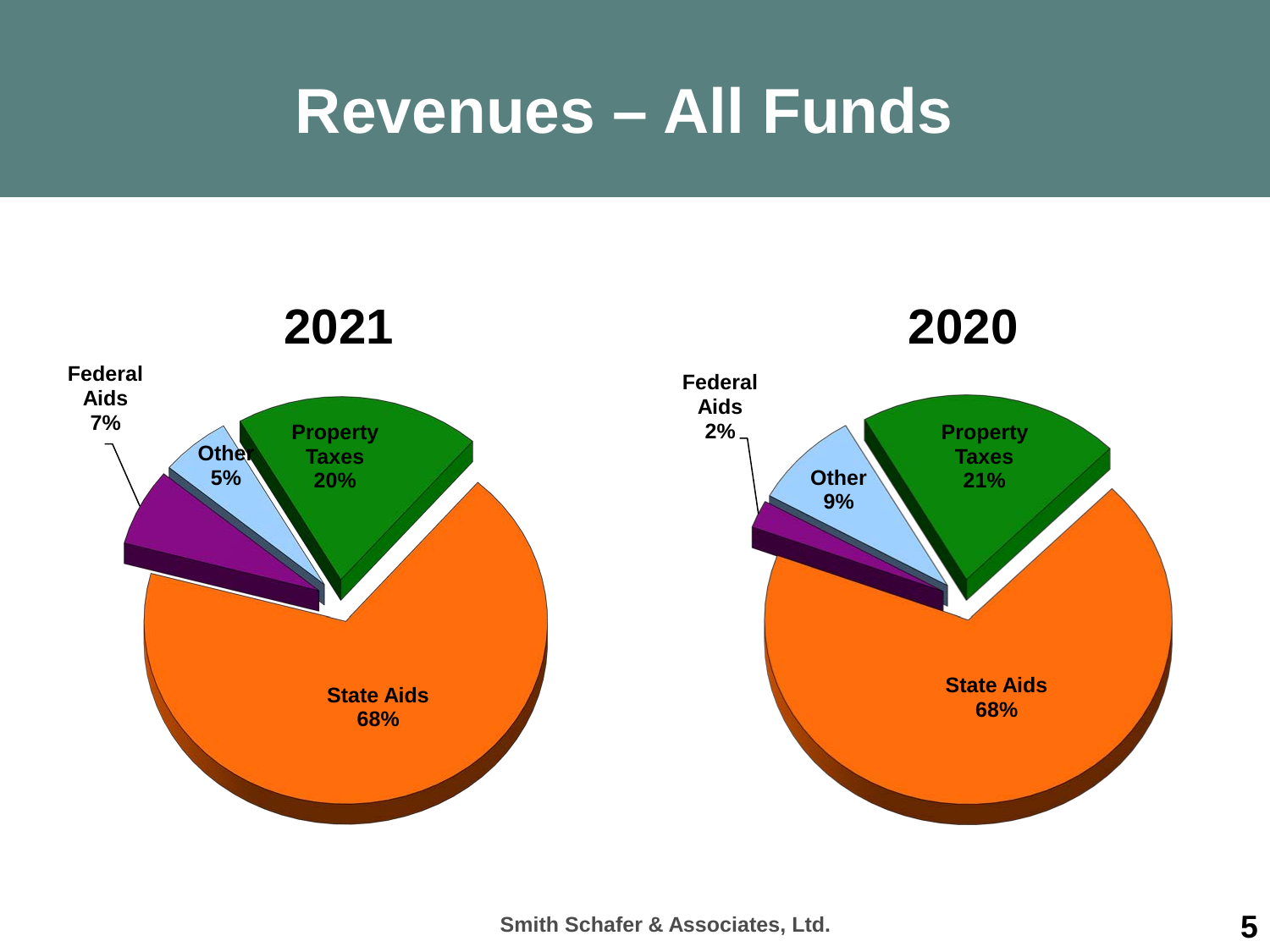# Revenues – All Funds

## 2021

- Federal Aids 7%
- Other 5%
- Property Taxes 20%
- State Aids 68%

## 2020

- Federal Aids 2%
- Other 9%
- Property Taxes 21%
- State Aids 68%

Smith Schafer & Associates, Ltd.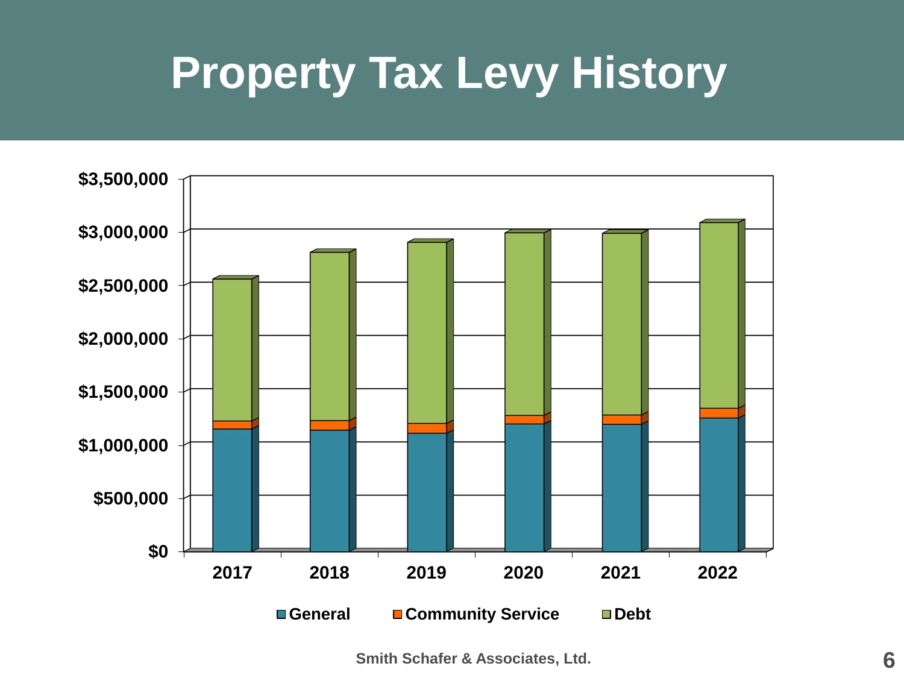# Property Tax Levy History

$3,500,000
$3,000,000
$2,500,000
$2,000,000
$1,500,000
$1,000,000
$500,000
$0

2017 2018 2019 2020 2021 2022

General Community Service Debt

Smith Schafer & Associates, Ltd.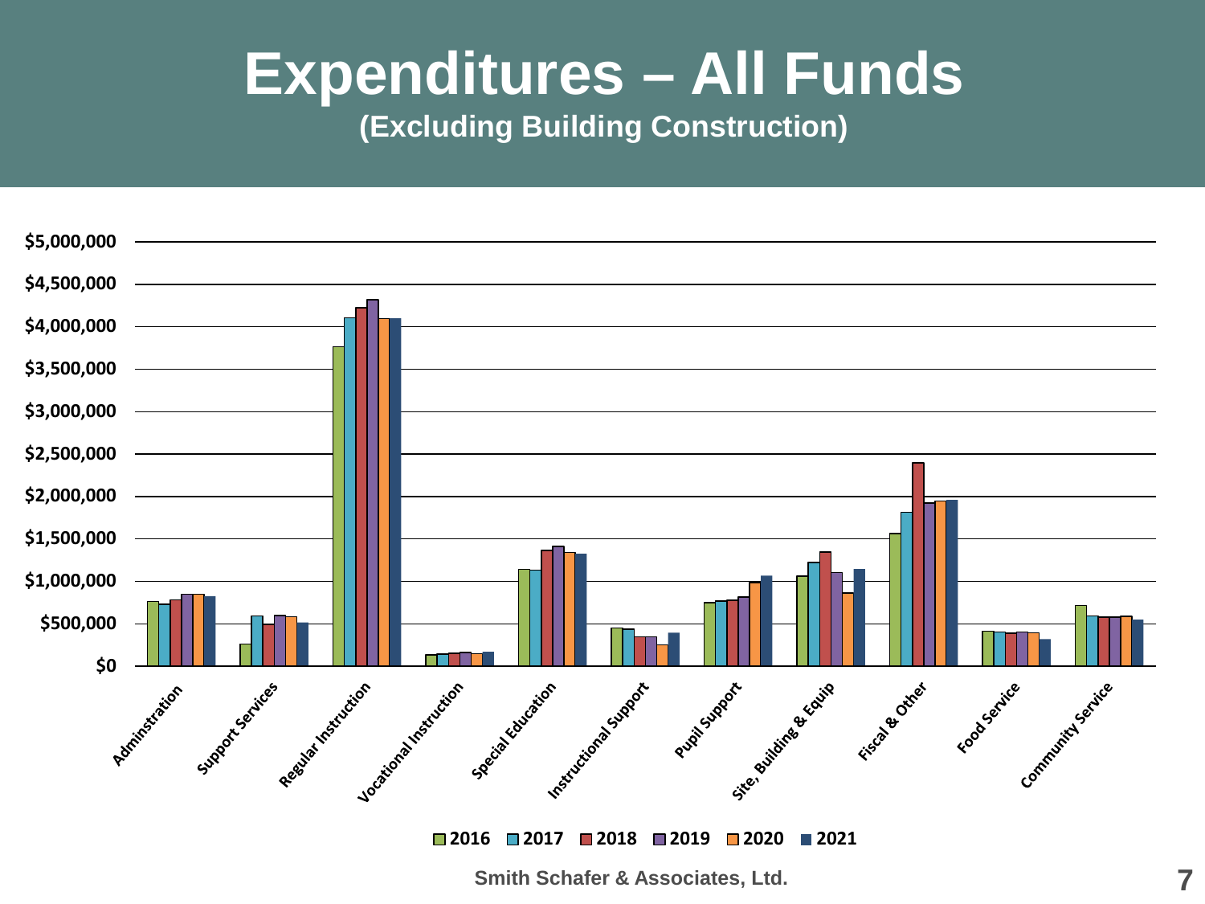# Expenditures – All Funds

**(Excluding Building Construction)**

Smith Schafer & Associates, Ltd.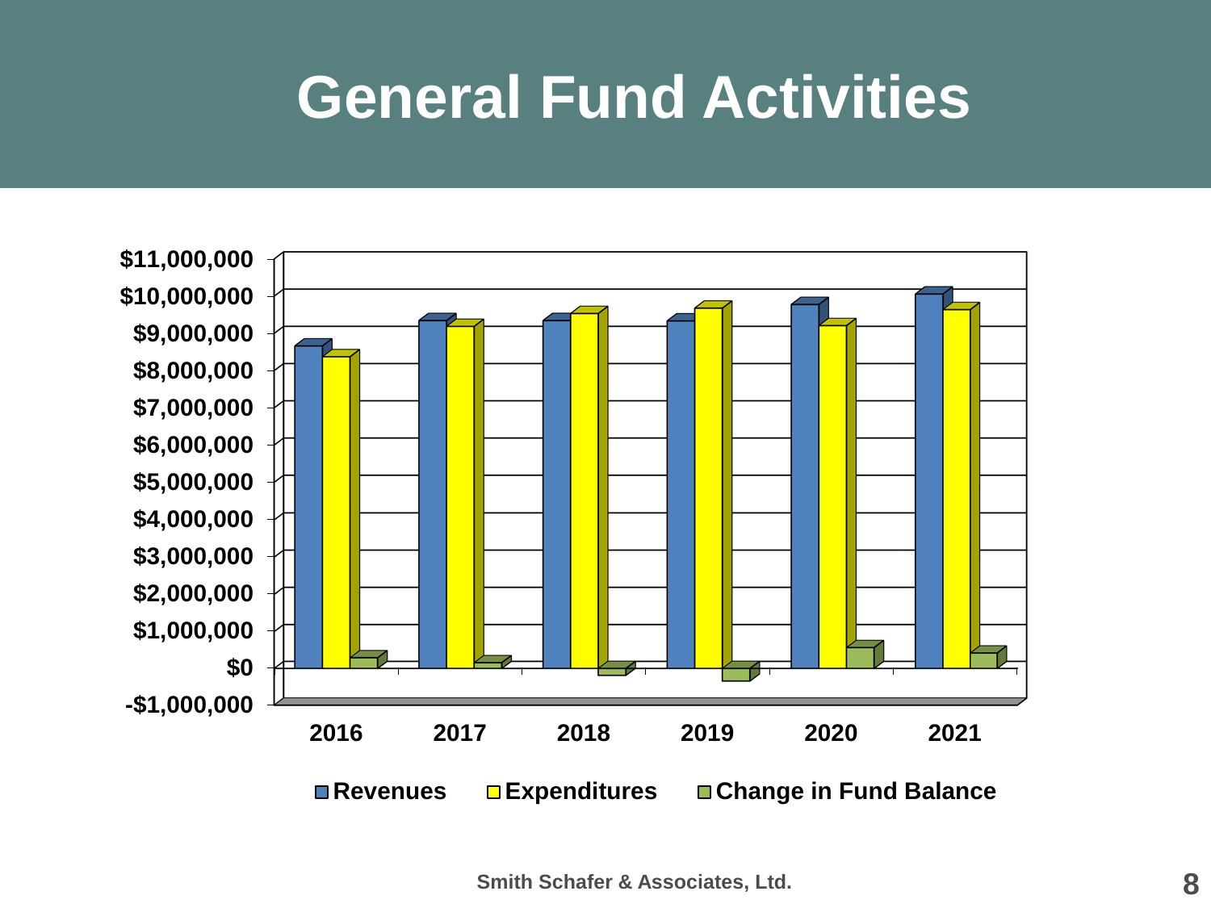# General Fund Activities

$11,000,000
$10,000,000
$9,000,000
$8,000,000
$7,000,000
$6,000,000
$5,000,000
$4,000,000
$3,000,000
$2,000,000
$1,000,000
$0
-$1,000,000

2016 2017 2018 2019 2020 2021

Revenues | Expenditures | Change in Fund Balance

Smith Schafer & Associates, Ltd.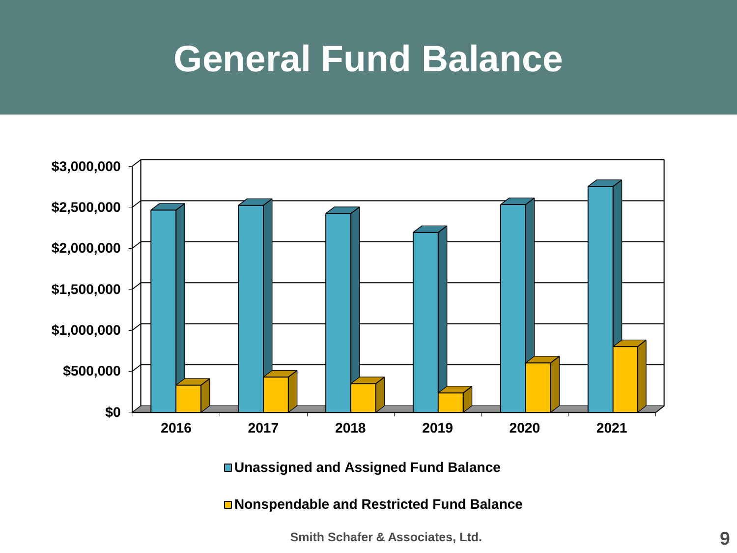# General Fund Balance

$3,000,000
$2,500,000
$2,000,000
$1,500,000
$1,000,000
$500,000
$0

2016 2017 2018 2019 2020 2021

- Unassigned and Assigned Fund Balance
- Nonspendable and Restricted Fund Balance

Smith Schafer & Associates, Ltd.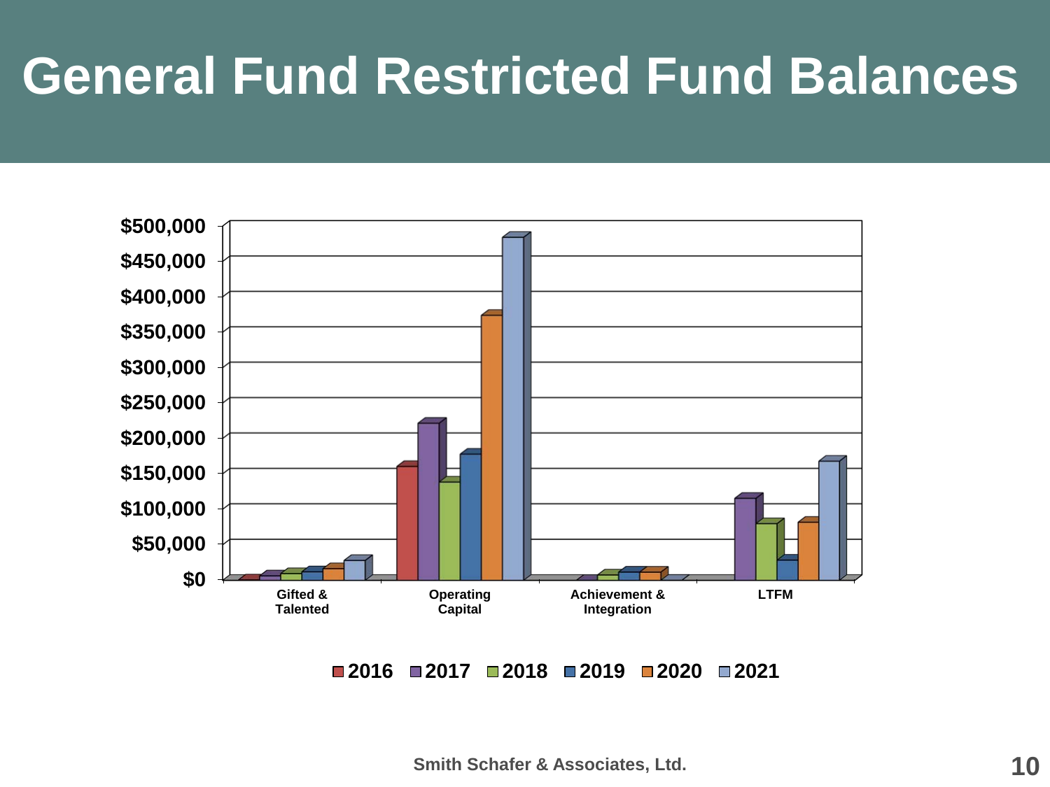# General Fund Restricted Fund Balances

$500,000
$450,000
$400,000
$350,000
$300,000
$250,000
$200,000
$150,000
$100,000
$50,000
$0

Gifted & Talented | Operating Capital | Achievement & Integration | LTFM

2016 2017 2018 2019 2020 2021

Smith Schafer & Associates, Ltd.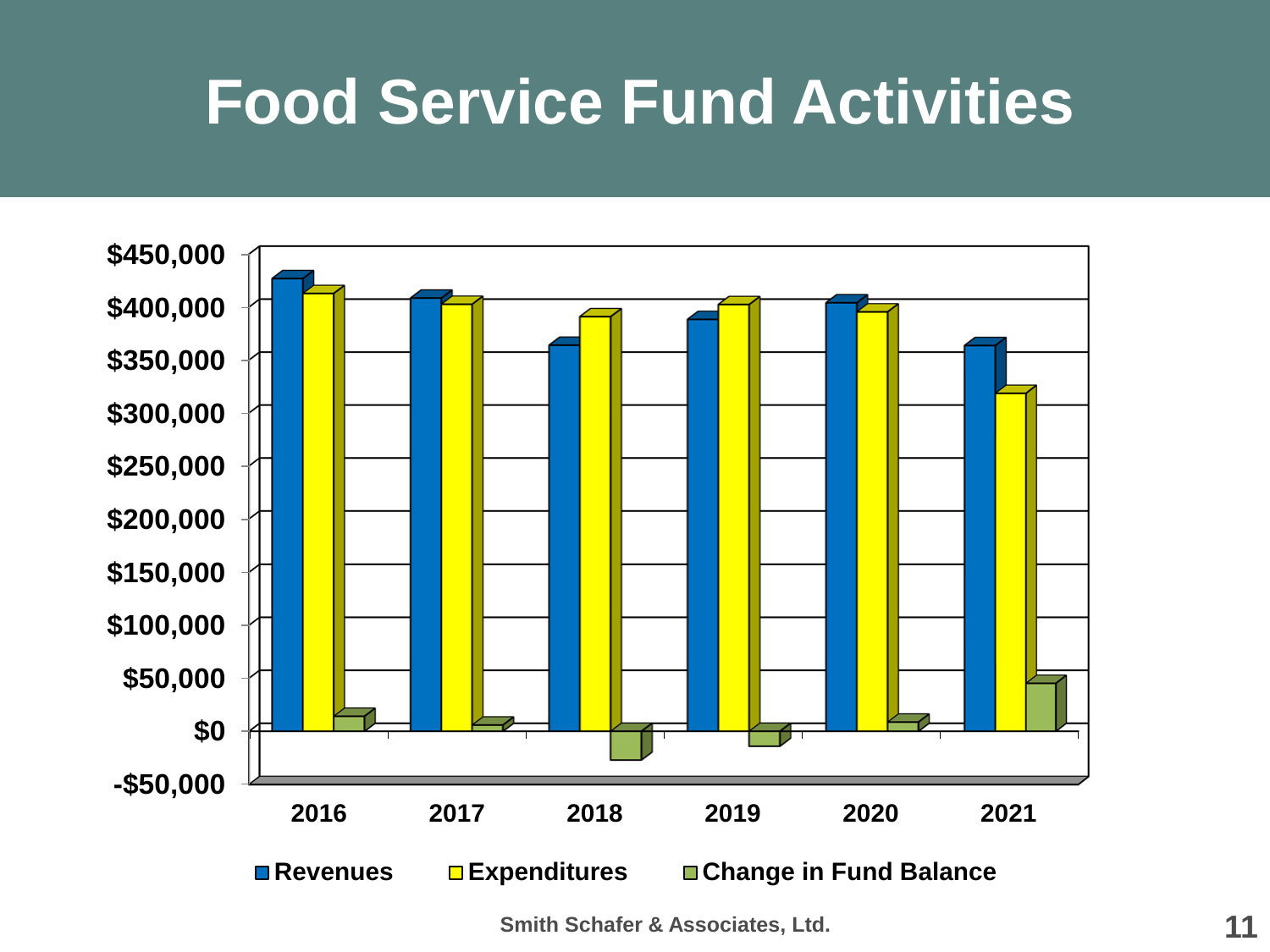# Food Service Fund Activities

$450,000
$400,000
$350,000
$300,000
$250,000
$200,000
$150,000
$100,000
$50,000
$0
-$50,000

2016 2017 2018 2019 2020 2021

Revenues Expenditures Change in Fund Balance

Smith Schafer & Associates, Ltd.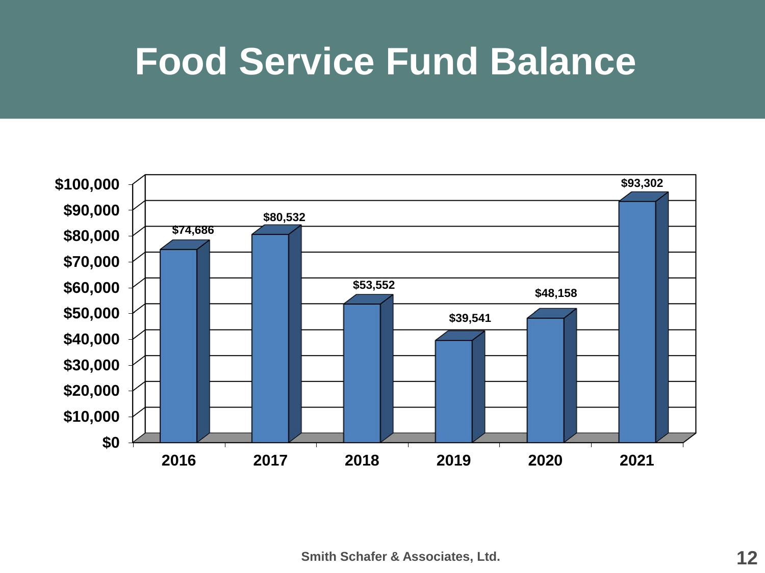# Food Service Fund Balance

| Year | Fund Balance |
|---|---|
| 2016 | $74,686 |
| 2017 | $80,532 |
| 2018 | $53,552 |
| 2019 | $39,541 |
| 2020 | $48,158 |
| 2021 | $93,302 |

Smith Schafer & Associates, Ltd.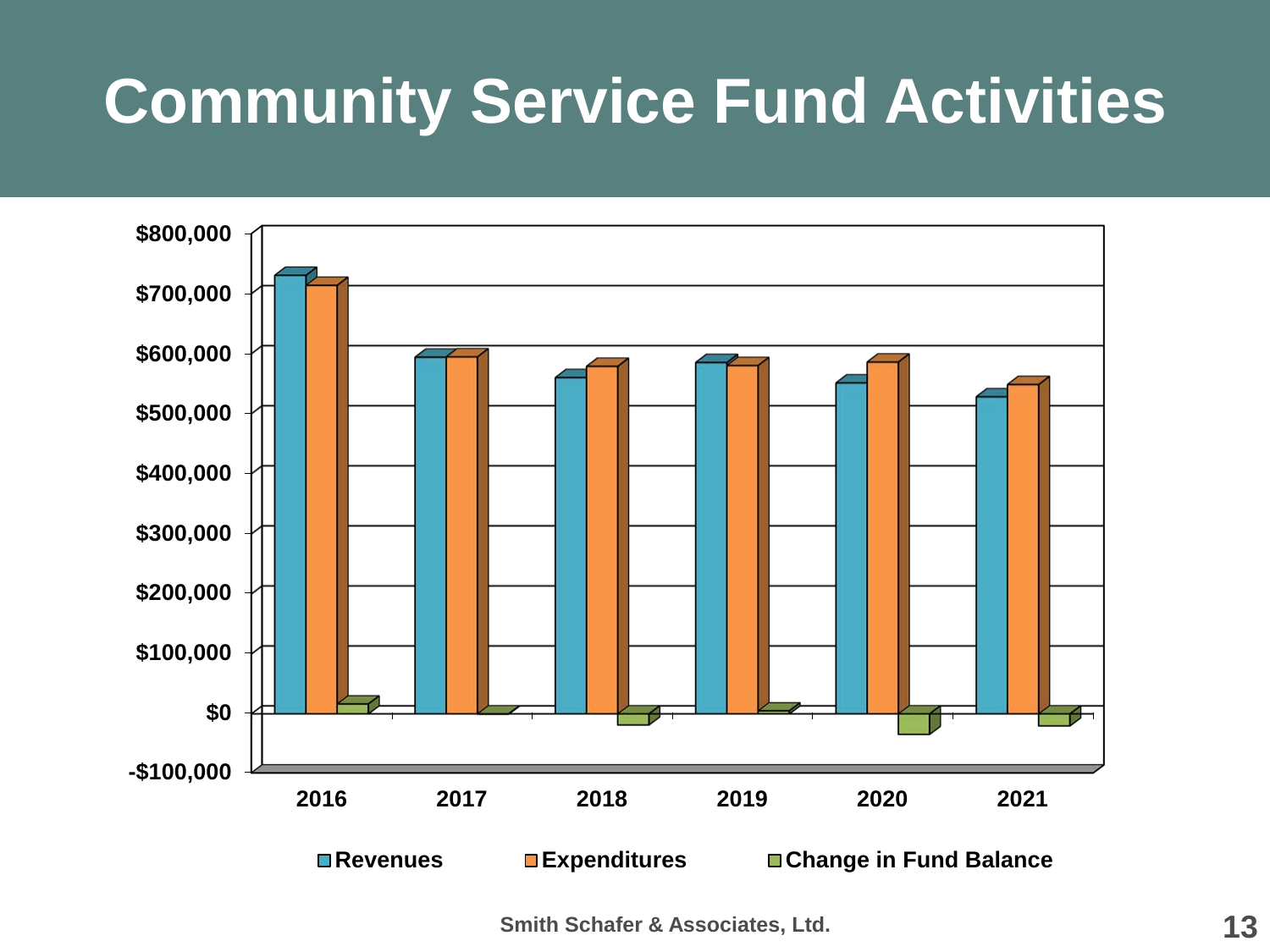# Community Service Fund Activities

$800,000
$700,000
$600,000
$500,000
$400,000
$300,000
$200,000
$100,000
$0
-$100,000

2016 2017 2018 2019 2020 2021

Revenues Expenditures Change in Fund Balance

Smith Schafer & Associates, Ltd.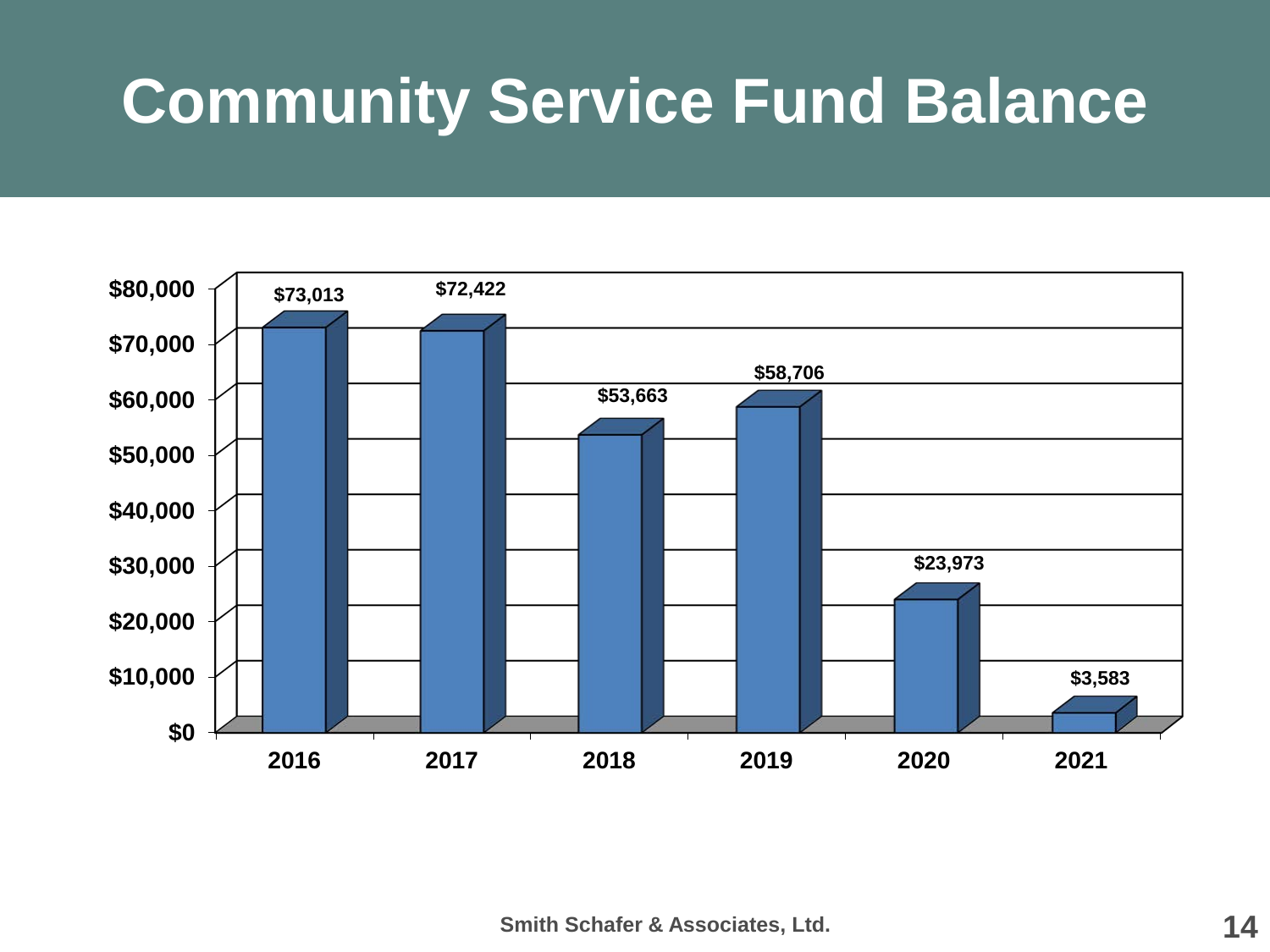# Community Service Fund Balance

| Year | Fund Balance |
|---|---|
| 2016 | $73,013 |
| 2017 | $72,422 |
| 2018 | $53,663 |
| 2019 | $58,706 |
| 2020 | $23,973 |
| 2021 | $3,583 |

Smith Schafer & Associates, Ltd.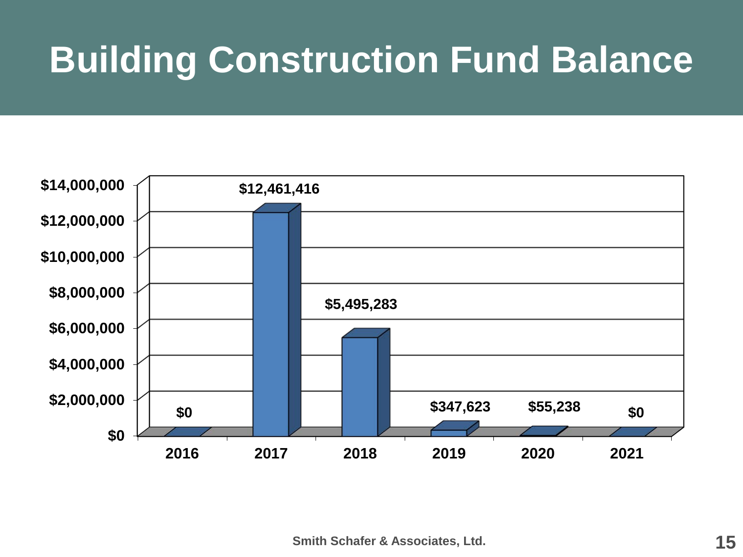# Building Construction Fund Balance

| Year | Fund Balance |
|---|---|
| 2016 | $0 |
| 2017 | $12,461,416 |
| 2018 | $5,495,283 |
| 2019 | $347,623 |
| 2020 | $55,238 |
| 2021 | $0 |

Smith Schafer & Associates, Ltd.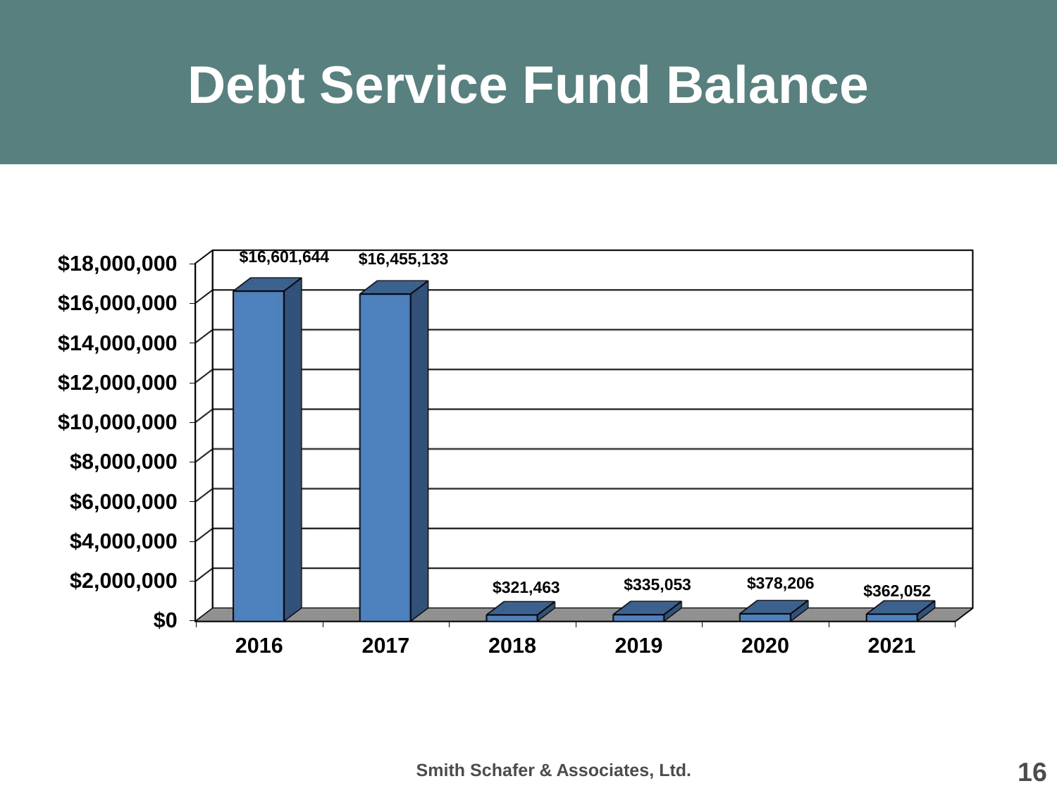# Debt Service Fund Balance

| Year | Debt Service Fund Balance |
| --- | --- |
| 2016 | $16,601,644 |
| 2017 | $16,455,133 |
| 2018 | $321,463 |
| 2019 | $335,053 |
| 2020 | $378,206 |
| 2021 | $362,052 |

Smith Schafer & Associates, Ltd.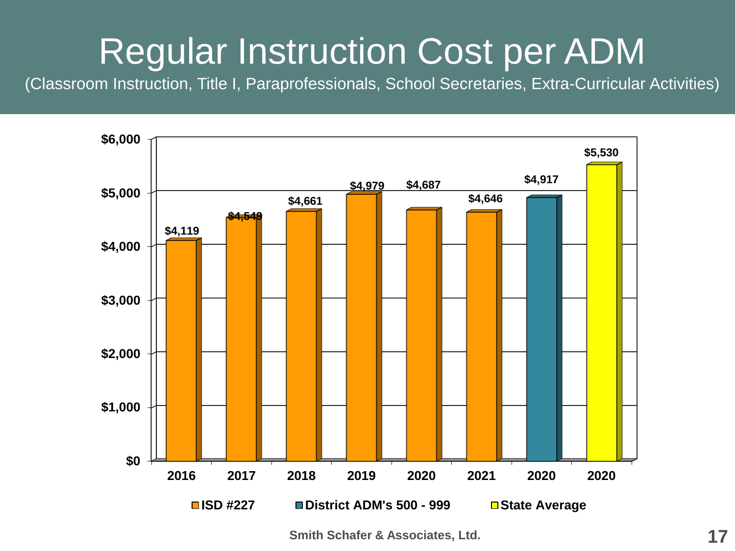# Regular Instruction Cost per ADM

(Classroom Instruction, Title I, Paraprofessionals, School Secretaries, Extra-Curricular Activities)

| Year | Group | Cost per ADM |
|---|---|---|
| 2016 | ISD #227 | $4,119 |
| 2017 | ISD #227 | $4,549 |
| 2018 | ISD #227 | $4,661 |
| 2019 | ISD #227 | $4,979 |
| 2020 | ISD #227 | $4,687 |
| 2021 | ISD #227 | $4,646 |
| 2020 | District ADM's 500 - 999 | $4,917 |
| 2020 | State Average | $5,530 |

Smith Schafer & Associates, Ltd.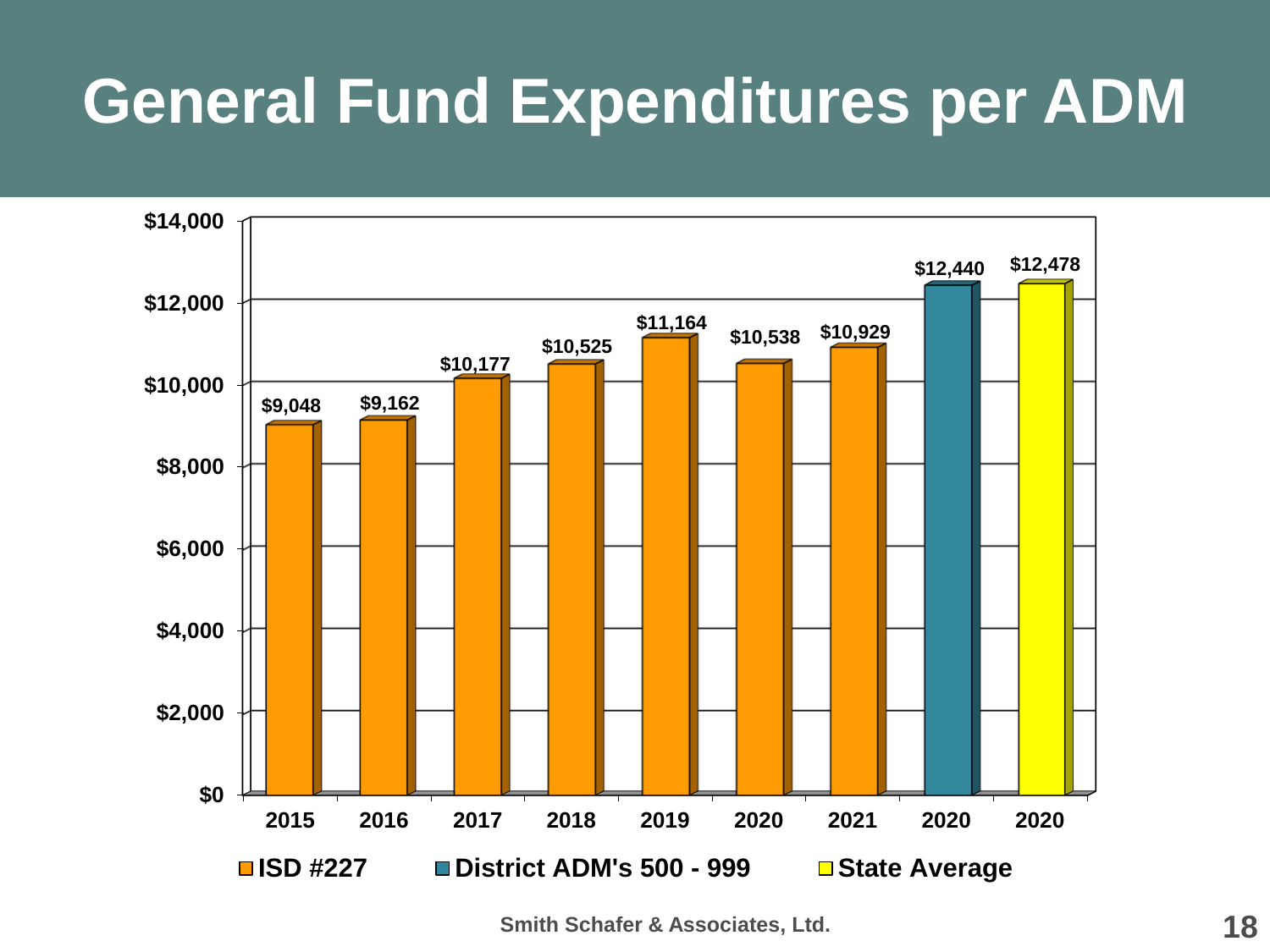# General Fund Expenditures per ADM

| Year | Category | Expenditures per ADM |
|---|---|---|
| 2015 | ISD #227 | $9,048 |
| 2016 | ISD #227 | $9,162 |
| 2017 | ISD #227 | $10,177 |
| 2018 | ISD #227 | $10,525 |
| 2019 | ISD #227 | $11,164 |
| 2020 | ISD #227 | $10,538 |
| 2021 | ISD #227 | $10,929 |
| 2020 | District ADM's 500 - 999 | $12,440 |
| 2020 | State Average | $12,478 |

Smith Schafer & Associates, Ltd.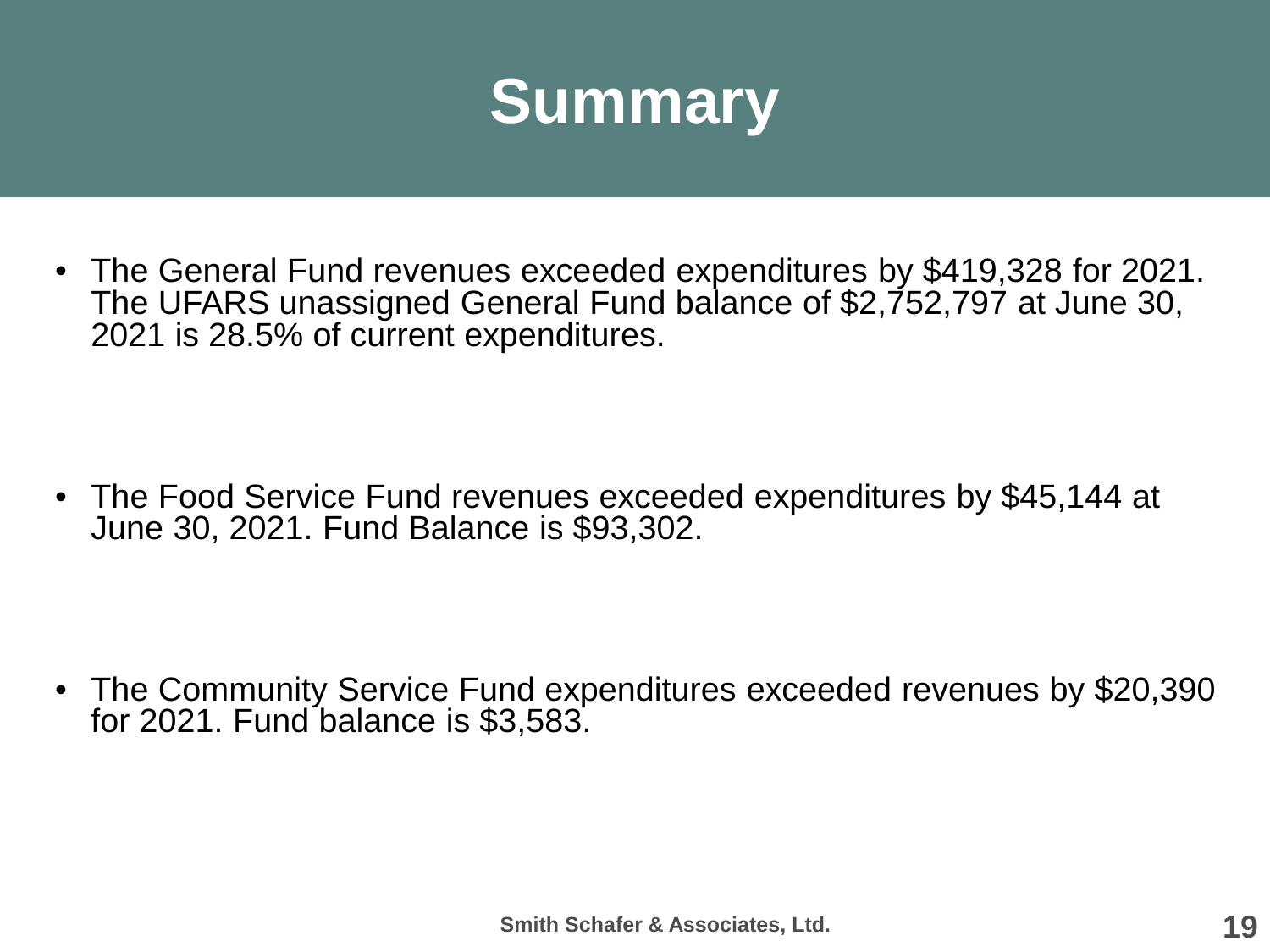# Summary

- The General Fund revenues exceeded expenditures by $419,328 for 2021. The UFARS unassigned General Fund balance of $2,752,797 at June 30, 2021 is 28.5% of current expenditures.

- The Food Service Fund revenues exceeded expenditures by $45,144 at June 30, 2021. Fund Balance is $93,302.

- The Community Service Fund expenditures exceeded revenues by $20,390 for 2021. Fund balance is $3,583.